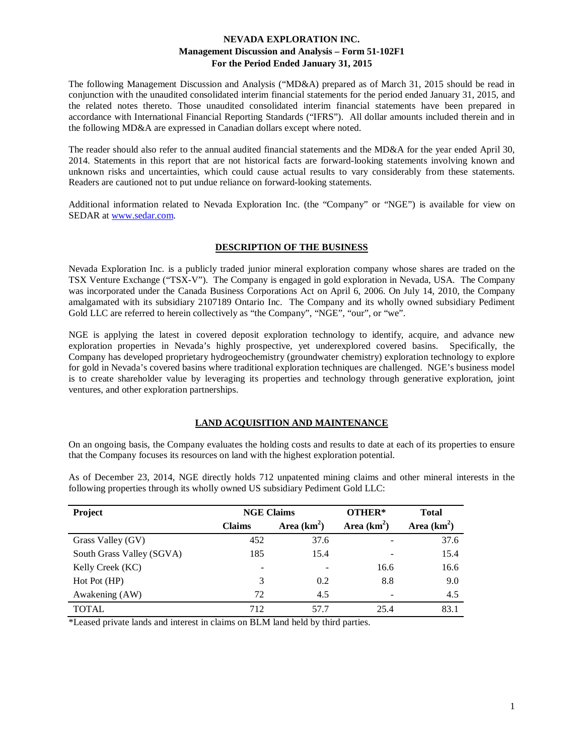# NEVADA EXPLORATION INC.
## Management Discussion and Analysis – Form 51-102F1
## For the Period Ended January 31, 2015

The following Management Discussion and Analysis ("MD&A") prepared as of March 31, 2015 should be read in conjunction with the unaudited consolidated interim financial statements for the period ended January 31, 2015, and the related notes thereto. Those unaudited consolidated interim financial statements have been prepared in accordance with International Financial Reporting Standards ("IFRS"). All dollar amounts included therein and in the following MD&A are expressed in Canadian dollars except where noted.

The reader should also refer to the annual audited financial statements and the MD&A for the year ended April 30, 2014. Statements in this report that are not historical facts are forward-looking statements involving known and unknown risks and uncertainties, which could cause actual results to vary considerably from these statements. Readers are cautioned not to put undue reliance on forward-looking statements.

Additional information related to Nevada Exploration Inc. (the "Company" or "NGE") is available for view on SEDAR at www.sedar.com.

## DESCRIPTION OF THE BUSINESS

Nevada Exploration Inc. is a publicly traded junior mineral exploration company whose shares are traded on the TSX Venture Exchange ("TSX-V"). The Company is engaged in gold exploration in Nevada, USA. The Company was incorporated under the Canada Business Corporations Act on April 6, 2006. On July 14, 2010, the Company amalgamated with its subsidiary 2107189 Ontario Inc. The Company and its wholly owned subsidiary Pediment Gold LLC are referred to herein collectively as "the Company", "NGE", "our", or "we".

NGE is applying the latest in covered deposit exploration technology to identify, acquire, and advance new exploration properties in Nevada's highly prospective, yet underexplored covered basins. Specifically, the Company has developed proprietary hydrogeochemistry (groundwater chemistry) exploration technology to explore for gold in Nevada's covered basins where traditional exploration techniques are challenged. NGE's business model is to create shareholder value by leveraging its properties and technology through generative exploration, joint ventures, and other exploration partnerships.

## LAND ACQUISITION AND MAINTENANCE

On an ongoing basis, the Company evaluates the holding costs and results to date at each of its properties to ensure that the Company focuses its resources on land with the highest exploration potential.

As of December 23, 2014, NGE directly holds 712 unpatented mining claims and other mineral interests in the following properties through its wholly owned US subsidiary Pediment Gold LLC:

| Project | NGE Claims | | OTHER* | Total |
|---|---|---|---|---|
| | Claims | Area (km$^2$) | Area (km$^2$) | Area (km$^2$) |
| Grass Valley (GV) | 452 | 37.6 | - | 37.6 |
| South Grass Valley (SGVA) | 185 | 15.4 | - | 15.4 |
| Kelly Creek (KC) | - | - | 16.6 | 16.6 |
| Hot Pot (HP) | 3 | 0.2 | 8.8 | 9.0 |
| Awakening (AW) | 72 | 4.5 | - | 4.5 |
| TOTAL | 712 | 57.7 | 25.4 | 83.1 |

*Leased private lands and interest in claims on BLM land held by third parties.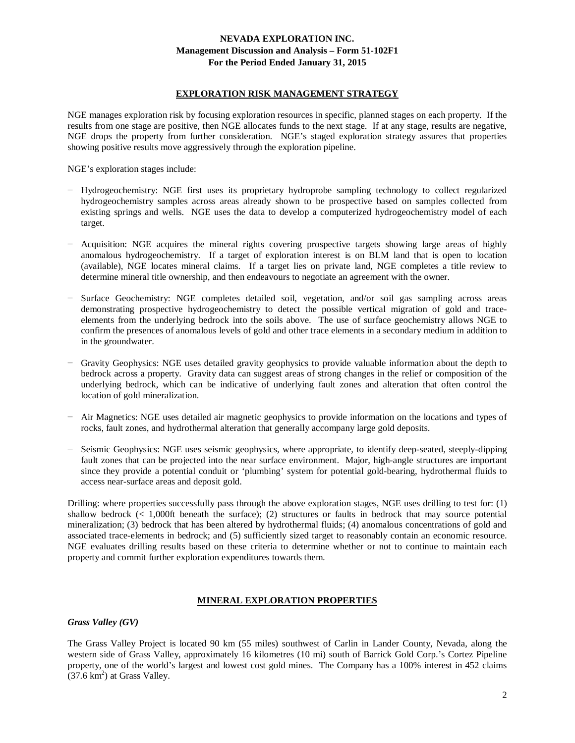## EXPLORATION RISK MANAGEMENT STRATEGY

NGE manages exploration risk by focusing exploration resources in specific, planned stages on each property. If the results from one stage are positive, then NGE allocates funds to the next stage. If at any stage, results are negative, NGE drops the property from further consideration. NGE's staged exploration strategy assures that properties showing positive results move aggressively through the exploration pipeline.

NGE's exploration stages include:

- Hydrogeochemistry: NGE first uses its proprietary hydroprobe sampling technology to collect regularized hydrogeochemistry samples across areas already shown to be prospective based on samples collected from existing springs and wells. NGE uses the data to develop a computerized hydrogeochemistry model of each target.
- Acquisition: NGE acquires the mineral rights covering prospective targets showing large areas of highly anomalous hydrogeochemistry. If a target of exploration interest is on BLM land that is open to location (available), NGE locates mineral claims. If a target lies on private land, NGE completes a title review to determine mineral title ownership, and then endeavours to negotiate an agreement with the owner.
- Surface Geochemistry: NGE completes detailed soil, vegetation, and/or soil gas sampling across areas demonstrating prospective hydrogeochemistry to detect the possible vertical migration of gold and trace-elements from the underlying bedrock into the soils above. The use of surface geochemistry allows NGE to confirm the presences of anomalous levels of gold and other trace elements in a secondary medium in addition to in the groundwater.
- Gravity Geophysics: NGE uses detailed gravity geophysics to provide valuable information about the depth to bedrock across a property. Gravity data can suggest areas of strong changes in the relief or composition of the underlying bedrock, which can be indicative of underlying fault zones and alteration that often control the location of gold mineralization.
- Air Magnetics: NGE uses detailed air magnetic geophysics to provide information on the locations and types of rocks, fault zones, and hydrothermal alteration that generally accompany large gold deposits.
- Seismic Geophysics: NGE uses seismic geophysics, where appropriate, to identify deep-seated, steeply-dipping fault zones that can be projected into the near surface environment. Major, high-angle structures are important since they provide a potential conduit or 'plumbing' system for potential gold-bearing, hydrothermal fluids to access near-surface areas and deposit gold.

Drilling: where properties successfully pass through the above exploration stages, NGE uses drilling to test for: (1) shallow bedrock (< 1,000ft beneath the surface); (2) structures or faults in bedrock that may source potential mineralization; (3) bedrock that has been altered by hydrothermal fluids; (4) anomalous concentrations of gold and associated trace-elements in bedrock; and (5) sufficiently sized target to reasonably contain an economic resource. NGE evaluates drilling results based on these criteria to determine whether or not to continue to maintain each property and commit further exploration expenditures towards them.

## MINERAL EXPLORATION PROPERTIES

### *Grass Valley (GV)*

The Grass Valley Project is located 90 km (55 miles) southwest of Carlin in Lander County, Nevada, along the western side of Grass Valley, approximately 16 kilometres (10 mi) south of Barrick Gold Corp.'s Cortez Pipeline property, one of the world's largest and lowest cost gold mines. The Company has a 100% interest in 452 claims (37.6 $km^2$) at Grass Valley.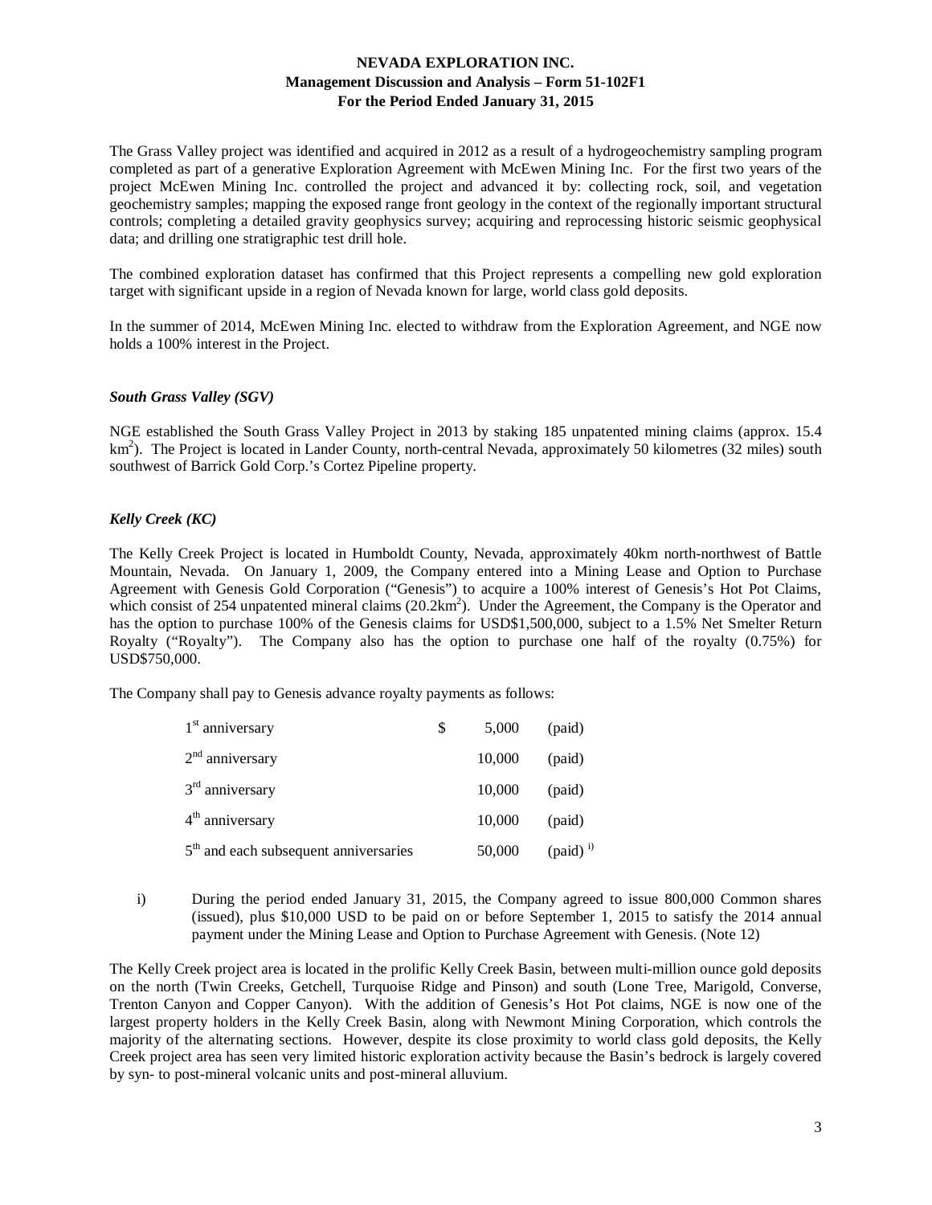The Grass Valley project was identified and acquired in 2012 as a result of a hydrogeochemistry sampling program completed as part of a generative Exploration Agreement with McEwen Mining Inc. For the first two years of the project McEwen Mining Inc. controlled the project and advanced it by: collecting rock, soil, and vegetation geochemistry samples; mapping the exposed range front geology in the context of the regionally important structural controls; completing a detailed gravity geophysics survey; acquiring and reprocessing historic seismic geophysical data; and drilling one stratigraphic test drill hole.

The combined exploration dataset has confirmed that this Project represents a compelling new gold exploration target with significant upside in a region of Nevada known for large, world class gold deposits.

In the summer of 2014, McEwen Mining Inc. elected to withdraw from the Exploration Agreement, and NGE now holds a 100% interest in the Project.

### *South Grass Valley (SGV)*

NGE established the South Grass Valley Project in 2013 by staking 185 unpatented mining claims (approx. 15.4 $km^2$). The Project is located in Lander County, north-central Nevada, approximately 50 kilometres (32 miles) south southwest of Barrick Gold Corp.'s Cortez Pipeline property.

### *Kelly Creek (KC)*

The Kelly Creek Project is located in Humboldt County, Nevada, approximately 40km north-northwest of Battle Mountain, Nevada. On January 1, 2009, the Company entered into a Mining Lease and Option to Purchase Agreement with Genesis Gold Corporation ("Genesis") to acquire a 100% interest of Genesis's Hot Pot Claims, which consist of 254 unpatented mineral claims (20.2$km^2$). Under the Agreement, the Company is the Operator and has the option to purchase 100% of the Genesis claims for USD$1,500,000, subject to a 1.5% Net Smelter Return Royalty ("Royalty"). The Company also has the option to purchase one half of the royalty (0.75%) for USD$750,000.

The Company shall pay to Genesis advance royalty payments as follows:

| | | | |
|---|---|---|---|
| 1st anniversary | $ | 5,000 | (paid) |
| 2nd anniversary | | 10,000 | (paid) |
| 3rd anniversary | | 10,000 | (paid) |
| 4th anniversary | | 10,000 | (paid) |
| 5th and each subsequent anniversaries | | 50,000 | (paid) i) |

i) During the period ended January 31, 2015, the Company agreed to issue 800,000 Common shares (issued), plus $10,000 USD to be paid on or before September 1, 2015 to satisfy the 2014 annual payment under the Mining Lease and Option to Purchase Agreement with Genesis. (Note 12)

The Kelly Creek project area is located in the prolific Kelly Creek Basin, between multi-million ounce gold deposits on the north (Twin Creeks, Getchell, Turquoise Ridge and Pinson) and south (Lone Tree, Marigold, Converse, Trenton Canyon and Copper Canyon). With the addition of Genesis's Hot Pot claims, NGE is now one of the largest property holders in the Kelly Creek Basin, along with Newmont Mining Corporation, which controls the majority of the alternating sections. However, despite its close proximity to world class gold deposits, the Kelly Creek project area has seen very limited historic exploration activity because the Basin's bedrock is largely covered by syn- to post-mineral volcanic units and post-mineral alluvium.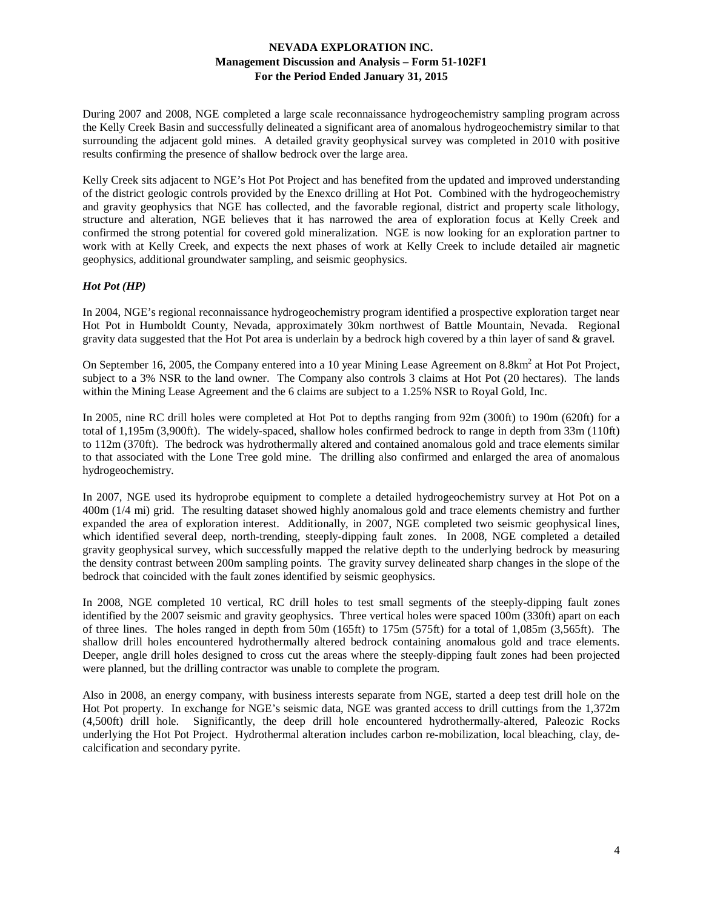During 2007 and 2008, NGE completed a large scale reconnaissance hydrogeochemistry sampling program across the Kelly Creek Basin and successfully delineated a significant area of anomalous hydrogeochemistry similar to that surrounding the adjacent gold mines. A detailed gravity geophysical survey was completed in 2010 with positive results confirming the presence of shallow bedrock over the large area.

Kelly Creek sits adjacent to NGE's Hot Pot Project and has benefited from the updated and improved understanding of the district geologic controls provided by the Enexco drilling at Hot Pot. Combined with the hydrogeochemistry and gravity geophysics that NGE has collected, and the favorable regional, district and property scale lithology, structure and alteration, NGE believes that it has narrowed the area of exploration focus at Kelly Creek and confirmed the strong potential for covered gold mineralization. NGE is now looking for an exploration partner to work with at Kelly Creek, and expects the next phases of work at Kelly Creek to include detailed air magnetic geophysics, additional groundwater sampling, and seismic geophysics.

### *Hot Pot (HP)*

In 2004, NGE's regional reconnaissance hydrogeochemistry program identified a prospective exploration target near Hot Pot in Humboldt County, Nevada, approximately 30km northwest of Battle Mountain, Nevada. Regional gravity data suggested that the Hot Pot area is underlain by a bedrock high covered by a thin layer of sand & gravel.

On September 16, 2005, the Company entered into a 10 year Mining Lease Agreement on 8.8km$^2$ at Hot Pot Project, subject to a 3% NSR to the land owner. The Company also controls 3 claims at Hot Pot (20 hectares). The lands within the Mining Lease Agreement and the 6 claims are subject to a 1.25% NSR to Royal Gold, Inc.

In 2005, nine RC drill holes were completed at Hot Pot to depths ranging from 92m (300ft) to 190m (620ft) for a total of 1,195m (3,900ft). The widely-spaced, shallow holes confirmed bedrock to range in depth from 33m (110ft) to 112m (370ft). The bedrock was hydrothermally altered and contained anomalous gold and trace elements similar to that associated with the Lone Tree gold mine. The drilling also confirmed and enlarged the area of anomalous hydrogeochemistry.

In 2007, NGE used its hydroprobe equipment to complete a detailed hydrogeochemistry survey at Hot Pot on a 400m (1/4 mi) grid. The resulting dataset showed highly anomalous gold and trace elements chemistry and further expanded the area of exploration interest. Additionally, in 2007, NGE completed two seismic geophysical lines, which identified several deep, north-trending, steeply-dipping fault zones. In 2008, NGE completed a detailed gravity geophysical survey, which successfully mapped the relative depth to the underlying bedrock by measuring the density contrast between 200m sampling points. The gravity survey delineated sharp changes in the slope of the bedrock that coincided with the fault zones identified by seismic geophysics.

In 2008, NGE completed 10 vertical, RC drill holes to test small segments of the steeply-dipping fault zones identified by the 2007 seismic and gravity geophysics. Three vertical holes were spaced 100m (330ft) apart on each of three lines. The holes ranged in depth from 50m (165ft) to 175m (575ft) for a total of 1,085m (3,565ft). The shallow drill holes encountered hydrothermally altered bedrock containing anomalous gold and trace elements. Deeper, angle drill holes designed to cross cut the areas where the steeply-dipping fault zones had been projected were planned, but the drilling contractor was unable to complete the program.

Also in 2008, an energy company, with business interests separate from NGE, started a deep test drill hole on the Hot Pot property. In exchange for NGE's seismic data, NGE was granted access to drill cuttings from the 1,372m (4,500ft) drill hole. Significantly, the deep drill hole encountered hydrothermally-altered, Paleozoic Rocks underlying the Hot Pot Project. Hydrothermal alteration includes carbon re-mobilization, local bleaching, clay, de-calcification and secondary pyrite.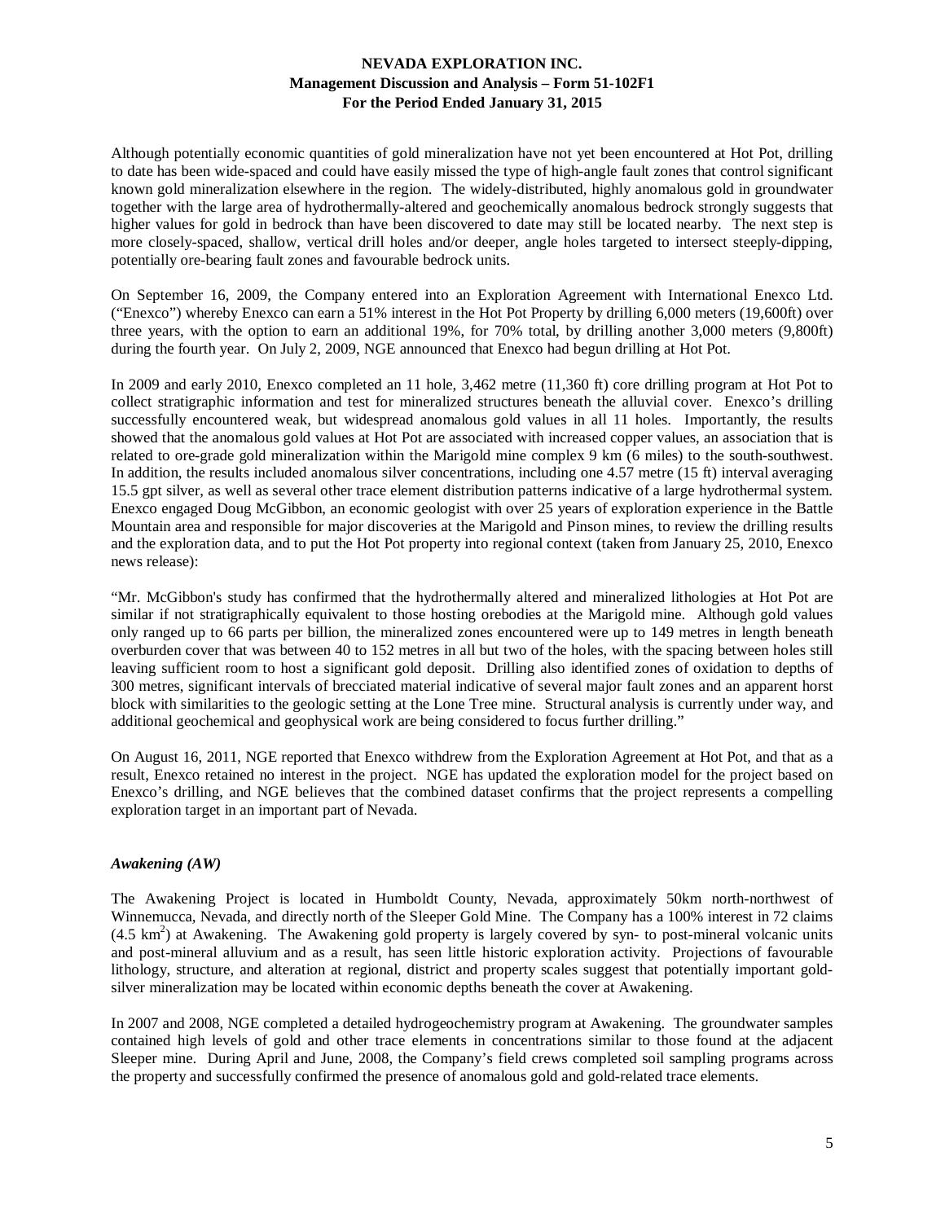Although potentially economic quantities of gold mineralization have not yet been encountered at Hot Pot, drilling to date has been wide-spaced and could have easily missed the type of high-angle fault zones that control significant known gold mineralization elsewhere in the region. The widely-distributed, highly anomalous gold in groundwater together with the large area of hydrothermally-altered and geochemically anomalous bedrock strongly suggests that higher values for gold in bedrock than have been discovered to date may still be located nearby. The next step is more closely-spaced, shallow, vertical drill holes and/or deeper, angle holes targeted to intersect steeply-dipping, potentially ore-bearing fault zones and favourable bedrock units.

On September 16, 2009, the Company entered into an Exploration Agreement with International Enexco Ltd. ("Enexco") whereby Enexco can earn a 51% interest in the Hot Pot Property by drilling 6,000 meters (19,600ft) over three years, with the option to earn an additional 19%, for 70% total, by drilling another 3,000 meters (9,800ft) during the fourth year. On July 2, 2009, NGE announced that Enexco had begun drilling at Hot Pot.

In 2009 and early 2010, Enexco completed an 11 hole, 3,462 metre (11,360 ft) core drilling program at Hot Pot to collect stratigraphic information and test for mineralized structures beneath the alluvial cover. Enexco's drilling successfully encountered weak, but widespread anomalous gold values in all 11 holes. Importantly, the results showed that the anomalous gold values at Hot Pot are associated with increased copper values, an association that is related to ore-grade gold mineralization within the Marigold mine complex 9 km (6 miles) to the south-southwest. In addition, the results included anomalous silver concentrations, including one 4.57 metre (15 ft) interval averaging 15.5 gpt silver, as well as several other trace element distribution patterns indicative of a large hydrothermal system. Enexco engaged Doug McGibbon, an economic geologist with over 25 years of exploration experience in the Battle Mountain area and responsible for major discoveries at the Marigold and Pinson mines, to review the drilling results and the exploration data, and to put the Hot Pot property into regional context (taken from January 25, 2010, Enexco news release):

"Mr. McGibbon's study has confirmed that the hydrothermally altered and mineralized lithologies at Hot Pot are similar if not stratigraphically equivalent to those hosting orebodies at the Marigold mine. Although gold values only ranged up to 66 parts per billion, the mineralized zones encountered were up to 149 metres in length beneath overburden cover that was between 40 to 152 metres in all but two of the holes, with the spacing between holes still leaving sufficient room to host a significant gold deposit. Drilling also identified zones of oxidation to depths of 300 metres, significant intervals of brecciated material indicative of several major fault zones and an apparent horst block with similarities to the geologic setting at the Lone Tree mine. Structural analysis is currently under way, and additional geochemical and geophysical work are being considered to focus further drilling."

On August 16, 2011, NGE reported that Enexco withdrew from the Exploration Agreement at Hot Pot, and that as a result, Enexco retained no interest in the project. NGE has updated the exploration model for the project based on Enexco's drilling, and NGE believes that the combined dataset confirms that the project represents a compelling exploration target in an important part of Nevada.

### *Awakening (AW)*

The Awakening Project is located in Humboldt County, Nevada, approximately 50km north-northwest of Winnemucca, Nevada, and directly north of the Sleeper Gold Mine. The Company has a 100% interest in 72 claims (4.5 $km^2$) at Awakening. The Awakening gold property is largely covered by syn- to post-mineral volcanic units and post-mineral alluvium and as a result, has seen little historic exploration activity. Projections of favourable lithology, structure, and alteration at regional, district and property scales suggest that potentially important gold-silver mineralization may be located within economic depths beneath the cover at Awakening.

In 2007 and 2008, NGE completed a detailed hydrogeochemistry program at Awakening. The groundwater samples contained high levels of gold and other trace elements in concentrations similar to those found at the adjacent Sleeper mine. During April and June, 2008, the Company's field crews completed soil sampling programs across the property and successfully confirmed the presence of anomalous gold and gold-related trace elements.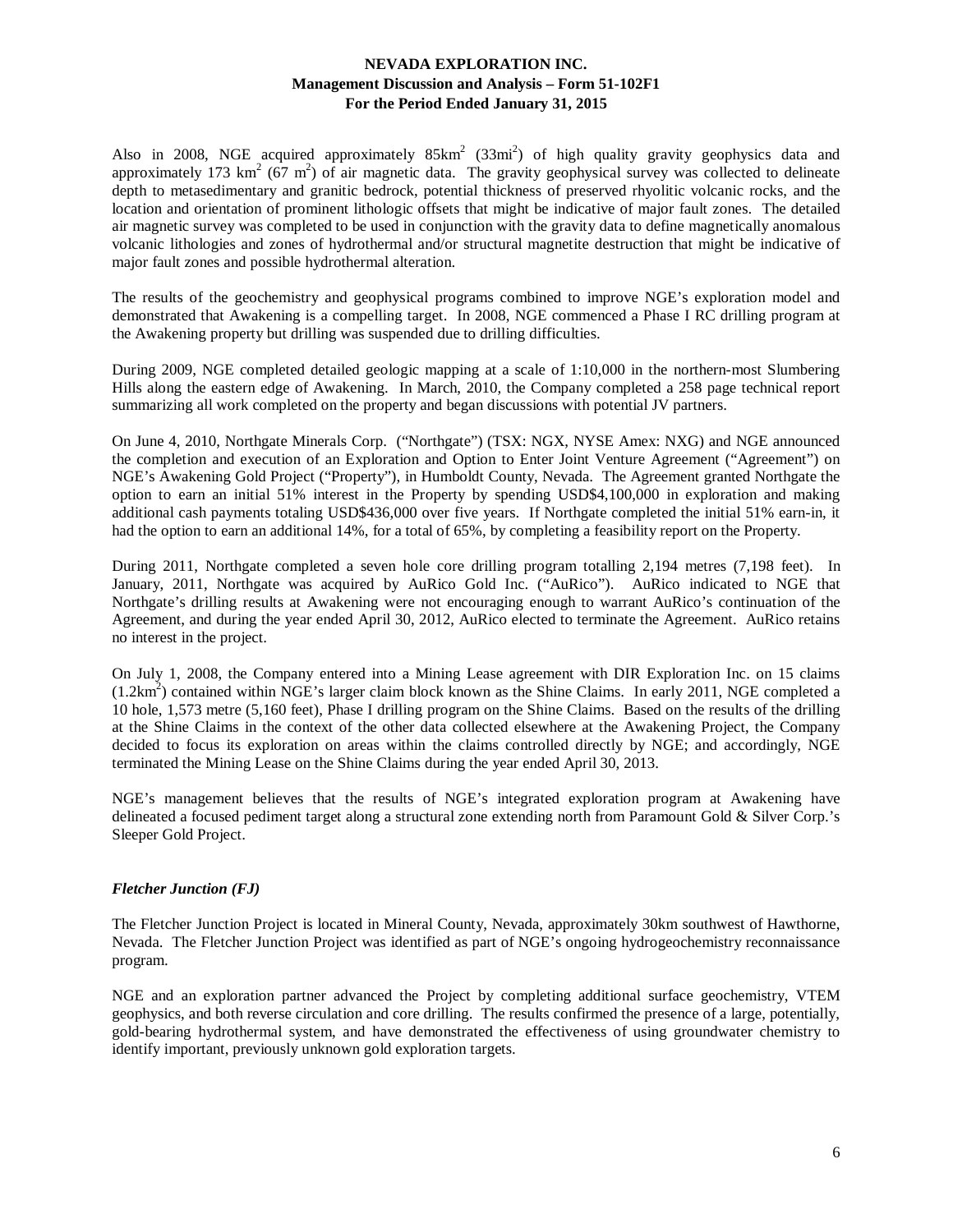Also in 2008, NGE acquired approximately 85km$^2$ (33mi$^2$) of high quality gravity geophysics data and approximately 173 km$^2$ (67 m$^2$) of air magnetic data. The gravity geophysical survey was collected to delineate depth to metasedimentary and granitic bedrock, potential thickness of preserved rhyolitic volcanic rocks, and the location and orientation of prominent lithologic offsets that might be indicative of major fault zones. The detailed air magnetic survey was completed to be used in conjunction with the gravity data to define magnetically anomalous volcanic lithologies and zones of hydrothermal and/or structural magnetite destruction that might be indicative of major fault zones and possible hydrothermal alteration.

The results of the geochemistry and geophysical programs combined to improve NGE's exploration model and demonstrated that Awakening is a compelling target. In 2008, NGE commenced a Phase I RC drilling program at the Awakening property but drilling was suspended due to drilling difficulties.

During 2009, NGE completed detailed geologic mapping at a scale of 1:10,000 in the northern-most Slumbering Hills along the eastern edge of Awakening. In March, 2010, the Company completed a 258 page technical report summarizing all work completed on the property and began discussions with potential JV partners.

On June 4, 2010, Northgate Minerals Corp. ("Northgate") (TSX: NGX, NYSE Amex: NXG) and NGE announced the completion and execution of an Exploration and Option to Enter Joint Venture Agreement ("Agreement") on NGE's Awakening Gold Project ("Property"), in Humboldt County, Nevada. The Agreement granted Northgate the option to earn an initial 51% interest in the Property by spending USD$4,100,000 in exploration and making additional cash payments totaling USD$436,000 over five years. If Northgate completed the initial 51% earn-in, it had the option to earn an additional 14%, for a total of 65%, by completing a feasibility report on the Property.

During 2011, Northgate completed a seven hole core drilling program totalling 2,194 metres (7,198 feet). In January, 2011, Northgate was acquired by AuRico Gold Inc. ("AuRico"). AuRico indicated to NGE that Northgate's drilling results at Awakening were not encouraging enough to warrant AuRico's continuation of the Agreement, and during the year ended April 30, 2012, AuRico elected to terminate the Agreement. AuRico retains no interest in the project.

On July 1, 2008, the Company entered into a Mining Lease agreement with DIR Exploration Inc. on 15 claims (1.2km$^2$) contained within NGE's larger claim block known as the Shine Claims. In early 2011, NGE completed a 10 hole, 1,573 metre (5,160 feet), Phase I drilling program on the Shine Claims. Based on the results of the drilling at the Shine Claims in the context of the other data collected elsewhere at the Awakening Project, the Company decided to focus its exploration on areas within the claims controlled directly by NGE; and accordingly, NGE terminated the Mining Lease on the Shine Claims during the year ended April 30, 2013.

NGE's management believes that the results of NGE's integrated exploration program at Awakening have delineated a focused pediment target along a structural zone extending north from Paramount Gold & Silver Corp.'s Sleeper Gold Project.

### *Fletcher Junction (FJ)*

The Fletcher Junction Project is located in Mineral County, Nevada, approximately 30km southwest of Hawthorne, Nevada. The Fletcher Junction Project was identified as part of NGE's ongoing hydrogeochemistry reconnaissance program.

NGE and an exploration partner advanced the Project by completing additional surface geochemistry, VTEM geophysics, and both reverse circulation and core drilling. The results confirmed the presence of a large, potentially, gold-bearing hydrothermal system, and have demonstrated the effectiveness of using groundwater chemistry to identify important, previously unknown gold exploration targets.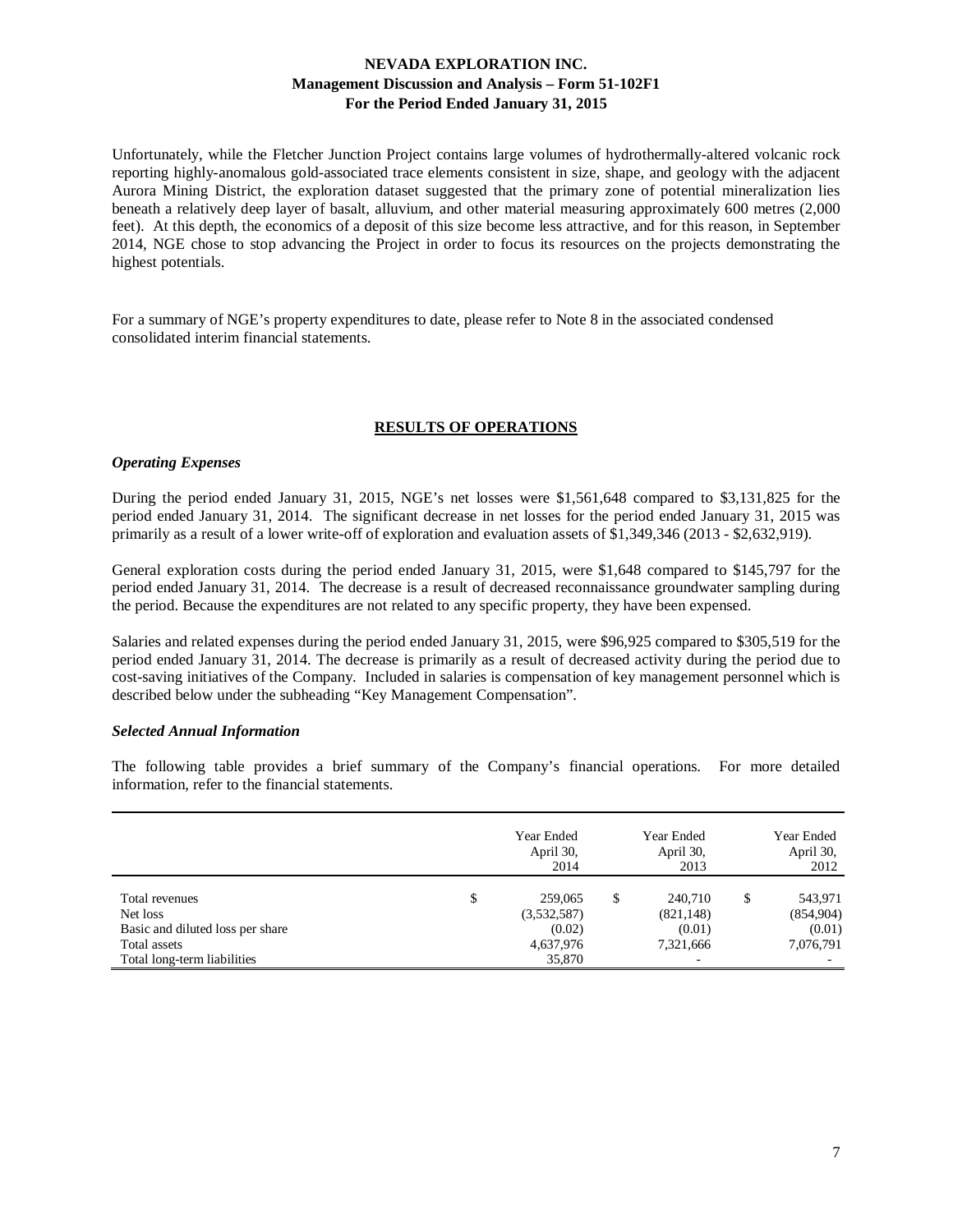Unfortunately, while the Fletcher Junction Project contains large volumes of hydrothermally-altered volcanic rock reporting highly-anomalous gold-associated trace elements consistent in size, shape, and geology with the adjacent Aurora Mining District, the exploration dataset suggested that the primary zone of potential mineralization lies beneath a relatively deep layer of basalt, alluvium, and other material measuring approximately 600 metres (2,000 feet). At this depth, the economics of a deposit of this size become less attractive, and for this reason, in September 2014, NGE chose to stop advancing the Project in order to focus its resources on the projects demonstrating the highest potentials.

For a summary of NGE's property expenditures to date, please refer to Note 8 in the associated condensed consolidated interim financial statements.

## RESULTS OF OPERATIONS

### *Operating Expenses*

During the period ended January 31, 2015, NGE's net losses were $1,561,648 compared to $3,131,825 for the period ended January 31, 2014. The significant decrease in net losses for the period ended January 31, 2015 was primarily as a result of a lower write-off of exploration and evaluation assets of $1,349,346 (2013 - $2,632,919).

General exploration costs during the period ended January 31, 2015, were $1,648 compared to $145,797 for the period ended January 31, 2014. The decrease is a result of decreased reconnaissance groundwater sampling during the period. Because the expenditures are not related to any specific property, they have been expensed.

Salaries and related expenses during the period ended January 31, 2015, were $96,925 compared to $305,519 for the period ended January 31, 2014. The decrease is primarily as a result of decreased activity during the period due to cost-saving initiatives of the Company. Included in salaries is compensation of key management personnel which is described below under the subheading "Key Management Compensation".

### *Selected Annual Information*

The following table provides a brief summary of the Company's financial operations. For more detailed information, refer to the financial statements.

| | Year Ended April 30, 2014 | Year Ended April 30, 2013 | Year Ended April 30, 2012 |
|---|---|---|---|
| Total revenues | $ 259,065 | $ 240,710 | $ 543,971 |
| Net loss | (3,532,587) | (821,148) | (854,904) |
| Basic and diluted loss per share | (0.02) | (0.01) | (0.01) |
| Total assets | 4,637,976 | 7,321,666 | 7,076,791 |
| Total long-term liabilities | 35,870 | - | - |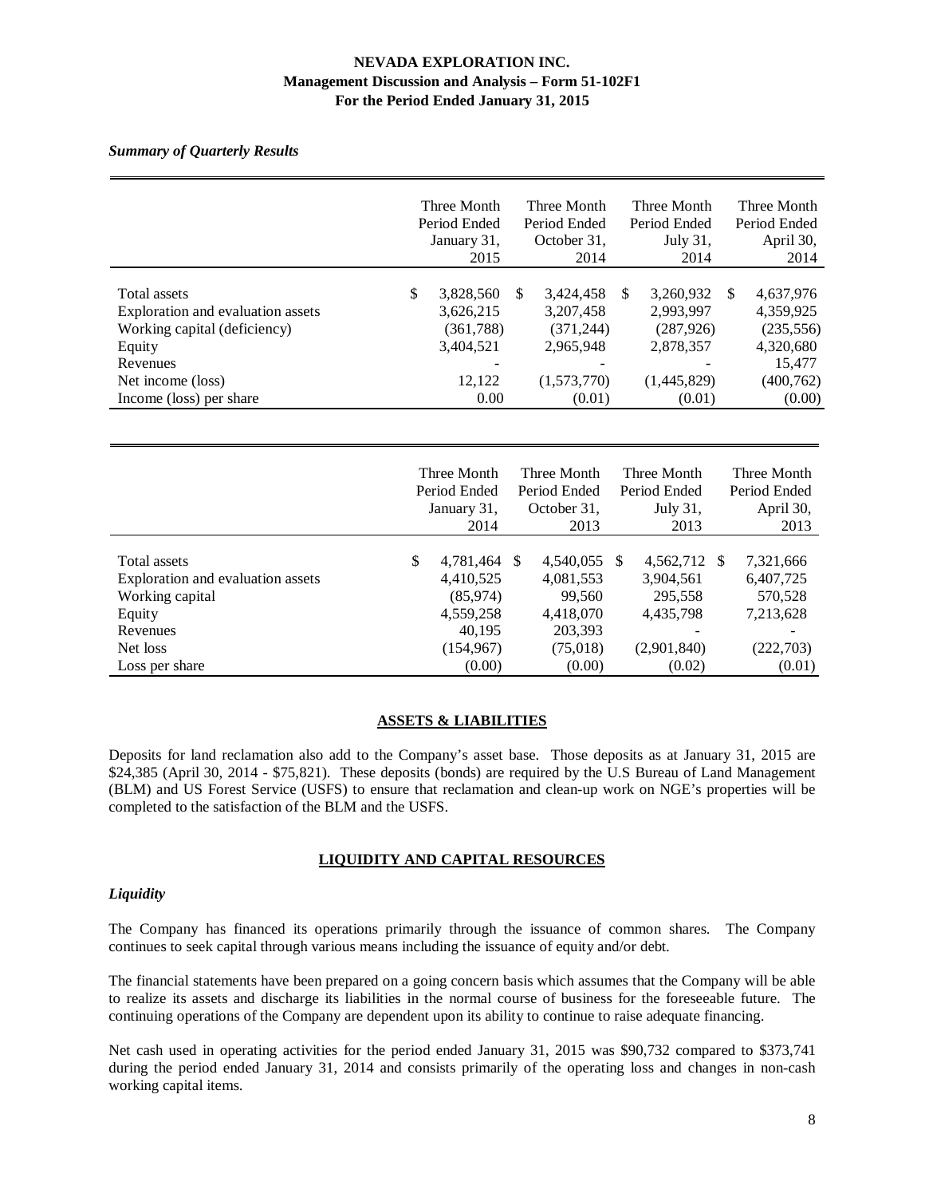### *Summary of Quarterly Results*

| | Three Month Period Ended January 31, 2015 | Three Month Period Ended October 31, 2014 | Three Month Period Ended July 31, 2014 | Three Month Period Ended April 30, 2014 |
|---|---|---|---|---|
| Total assets | $ 3,828,560 | $ 3,424,458 | $ 3,260,932 | $ 4,637,976 |
| Exploration and evaluation assets | 3,626,215 | 3,207,458 | 2,993,997 | 4,359,925 |
| Working capital (deficiency) | (361,788) | (371,244) | (287,926) | (235,556) |
| Equity | 3,404,521 | 2,965,948 | 2,878,357 | 4,320,680 |
| Revenues | - | - | - | 15,477 |
| Net income (loss) | 12,122 | (1,573,770) | (1,445,829) | (400,762) |
| Income (loss) per share | 0.00 | (0.01) | (0.01) | (0.00) |

| | Three Month Period Ended January 31, 2014 | Three Month Period Ended October 31, 2013 | Three Month Period Ended July 31, 2013 | Three Month Period Ended April 30, 2013 |
|---|---|---|---|---|
| Total assets | $ 4,781,464 | $ 4,540,055 | $ 4,562,712 | $ 7,321,666 |
| Exploration and evaluation assets | 4,410,525 | 4,081,553 | 3,904,561 | 6,407,725 |
| Working capital | (85,974) | 99,560 | 295,558 | 570,528 |
| Equity | 4,559,258 | 4,418,070 | 4,435,798 | 7,213,628 |
| Revenues | 40,195 | 203,393 | - | - |
| Net loss | (154,967) | (75,018) | (2,901,840) | (222,703) |
| Loss per share | (0.00) | (0.00) | (0.02) | (0.01) |

## ASSETS & LIABILITIES

Deposits for land reclamation also add to the Company's asset base. Those deposits as at January 31, 2015 are \$24,385 (April 30, 2014 - \$75,821). These deposits (bonds) are required by the U.S Bureau of Land Management (BLM) and US Forest Service (USFS) to ensure that reclamation and clean-up work on NGE's properties will be completed to the satisfaction of the BLM and the USFS.

## LIQUIDITY AND CAPITAL RESOURCES

### *Liquidity*

The Company has financed its operations primarily through the issuance of common shares. The Company continues to seek capital through various means including the issuance of equity and/or debt.

The financial statements have been prepared on a going concern basis which assumes that the Company will be able to realize its assets and discharge its liabilities in the normal course of business for the foreseeable future. The continuing operations of the Company are dependent upon its ability to continue to raise adequate financing.

Net cash used in operating activities for the period ended January 31, 2015 was \$90,732 compared to \$373,741 during the period ended January 31, 2014 and consists primarily of the operating loss and changes in non-cash working capital items.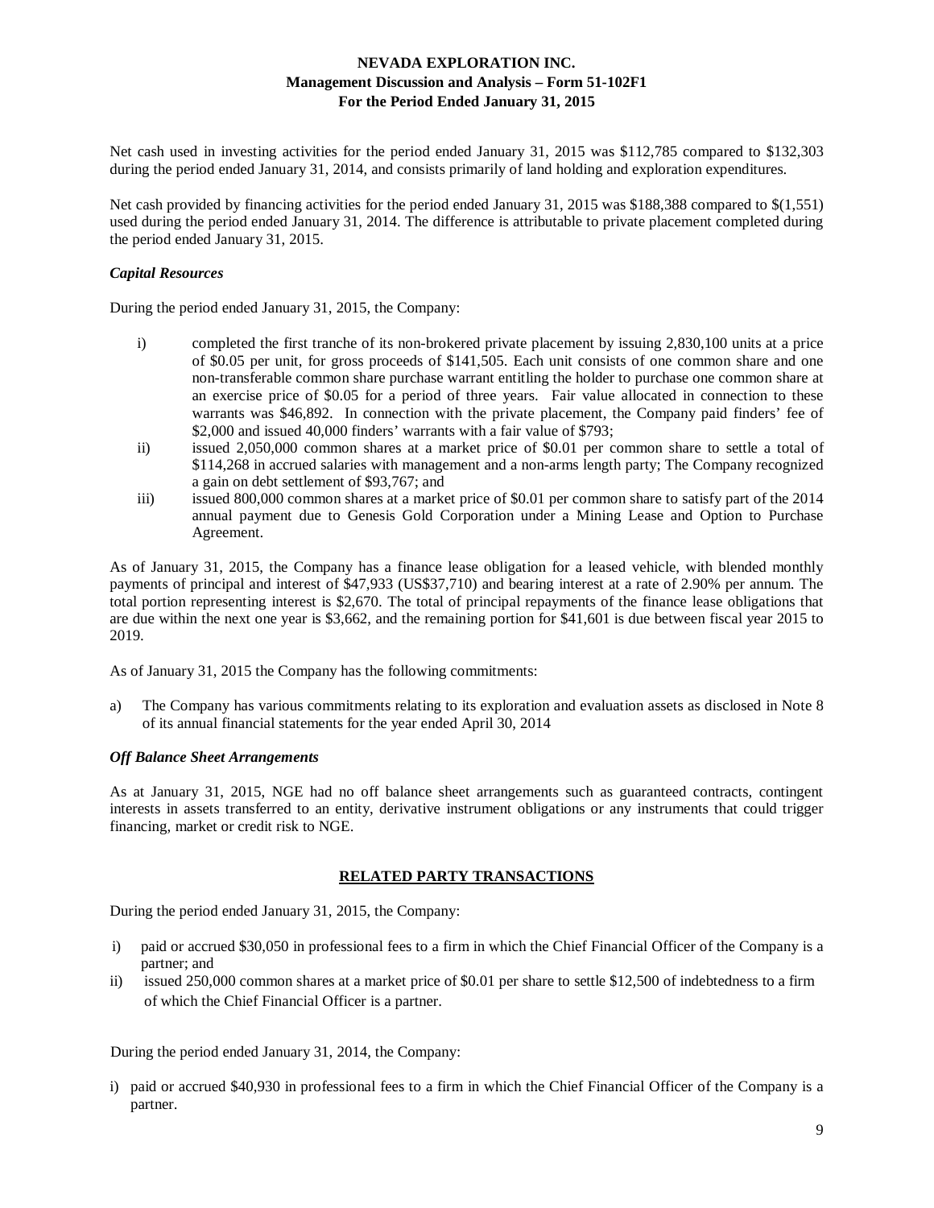Net cash used in investing activities for the period ended January 31, 2015 was $112,785 compared to $132,303 during the period ended January 31, 2014, and consists primarily of land holding and exploration expenditures.

Net cash provided by financing activities for the period ended January 31, 2015 was $188,388 compared to $(1,551) used during the period ended January 31, 2014. The difference is attributable to private placement completed during the period ended January 31, 2015.

### *Capital Resources*

During the period ended January 31, 2015, the Company:

i) completed the first tranche of its non-brokered private placement by issuing 2,830,100 units at a price of $0.05 per unit, for gross proceeds of $141,505. Each unit consists of one common share and one non-transferable common share purchase warrant entitling the holder to purchase one common share at an exercise price of $0.05 for a period of three years. Fair value allocated in connection to these warrants was $46,892. In connection with the private placement, the Company paid finders' fee of $2,000 and issued 40,000 finders' warrants with a fair value of $793;
ii) issued 2,050,000 common shares at a market price of $0.01 per common share to settle a total of $114,268 in accrued salaries with management and a non-arms length party; The Company recognized a gain on debt settlement of $93,767; and
iii) issued 800,000 common shares at a market price of $0.01 per common share to satisfy part of the 2014 annual payment due to Genesis Gold Corporation under a Mining Lease and Option to Purchase Agreement.

As of January 31, 2015, the Company has a finance lease obligation for a leased vehicle, with blended monthly payments of principal and interest of $47,933 (US$37,710) and bearing interest at a rate of 2.90% per annum. The total portion representing interest is $2,670. The total of principal repayments of the finance lease obligations that are due within the next one year is $3,662, and the remaining portion for $41,601 is due between fiscal year 2015 to 2019.

As of January 31, 2015 the Company has the following commitments:

a) The Company has various commitments relating to its exploration and evaluation assets as disclosed in Note 8 of its annual financial statements for the year ended April 30, 2014

### *Off Balance Sheet Arrangements*

As at January 31, 2015, NGE had no off balance sheet arrangements such as guaranteed contracts, contingent interests in assets transferred to an entity, derivative instrument obligations or any instruments that could trigger financing, market or credit risk to NGE.

## RELATED PARTY TRANSACTIONS

During the period ended January 31, 2015, the Company:

i) paid or accrued $30,050 in professional fees to a firm in which the Chief Financial Officer of the Company is a partner; and
ii) issued 250,000 common shares at a market price of $0.01 per share to settle $12,500 of indebtedness to a firm of which the Chief Financial Officer is a partner.

During the period ended January 31, 2014, the Company:

i) paid or accrued $40,930 in professional fees to a firm in which the Chief Financial Officer of the Company is a partner.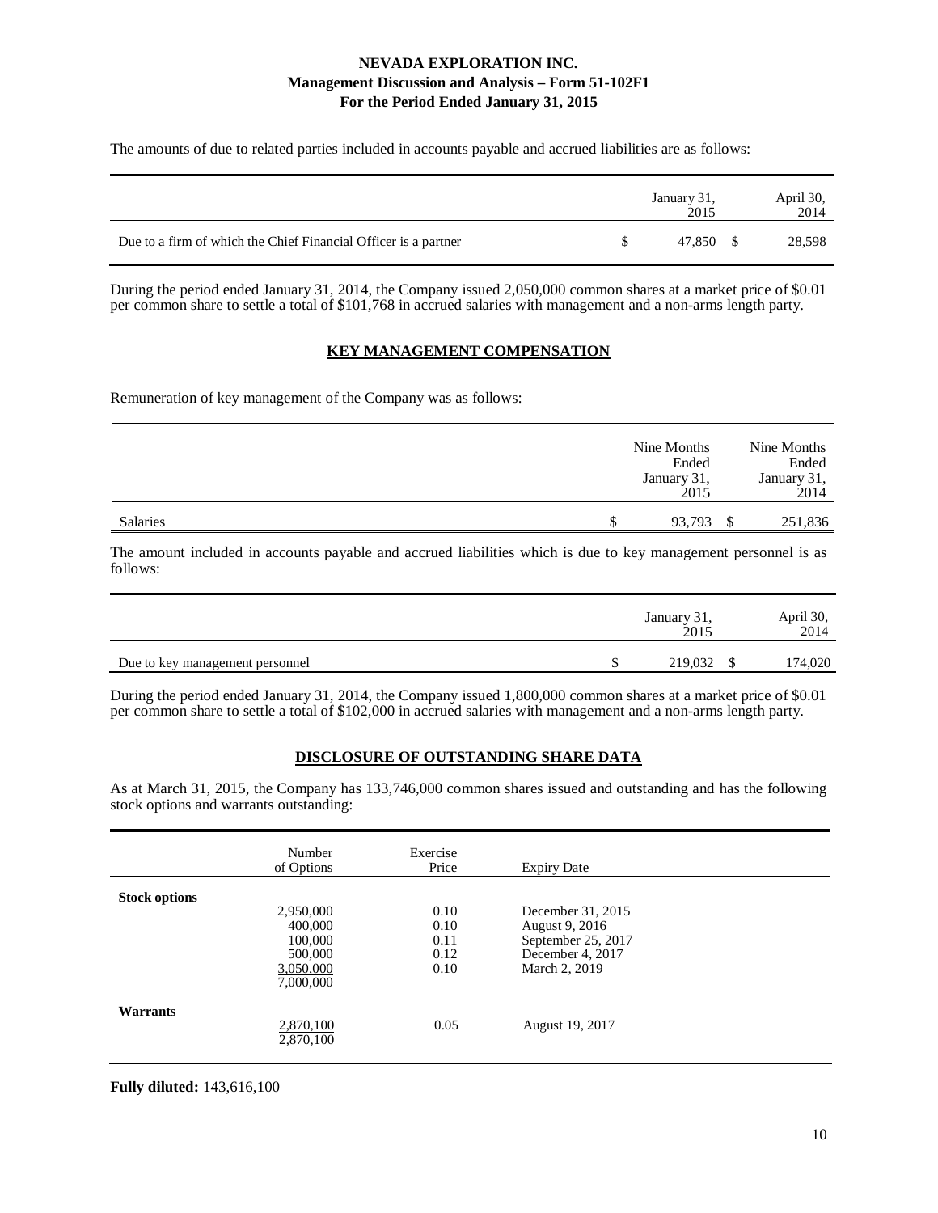The amounts of due to related parties included in accounts payable and accrued liabilities are as follows:

| | January 31, 2015 | April 30, 2014 |
|---|---|---|
| Due to a firm of which the Chief Financial Officer is a partner | $ 47,850 | $ 28,598 |

During the period ended January 31, 2014, the Company issued 2,050,000 common shares at a market price of $0.01 per common share to settle a total of $101,768 in accrued salaries with management and a non-arms length party.

## KEY MANAGEMENT COMPENSATION

Remuneration of key management of the Company was as follows:

| | Nine Months Ended January 31, 2015 | Nine Months Ended January 31, 2014 |
|---|---|---|
| Salaries | $ 93,793 | $ 251,836 |

The amount included in accounts payable and accrued liabilities which is due to key management personnel is as follows:

| | January 31, 2015 | April 30, 2014 |
|---|---|---|
| Due to key management personnel | $ 219,032 | $ 174,020 |

During the period ended January 31, 2014, the Company issued 1,800,000 common shares at a market price of $0.01 per common share to settle a total of $102,000 in accrued salaries with management and a non-arms length party.

## DISCLOSURE OF OUTSTANDING SHARE DATA

As at March 31, 2015, the Company has 133,746,000 common shares issued and outstanding and has the following stock options and warrants outstanding:

| | Number of Options | Exercise Price | Expiry Date |
|---|---|---|---|
| **Stock options** | | | |
| | 2,950,000 | 0.10 | December 31, 2015 |
| | 400,000 | 0.10 | August 9, 2016 |
| | 100,000 | 0.11 | September 25, 2017 |
| | 500,000 | 0.12 | December 4, 2017 |
| | 3,050,000 | 0.10 | March 2, 2019 |
| | 7,000,000 | | |
| **Warrants** | | | |
| | 2,870,100 | 0.05 | August 19, 2017 |
| | 2,870,100 | | |

**Fully diluted:** 143,616,100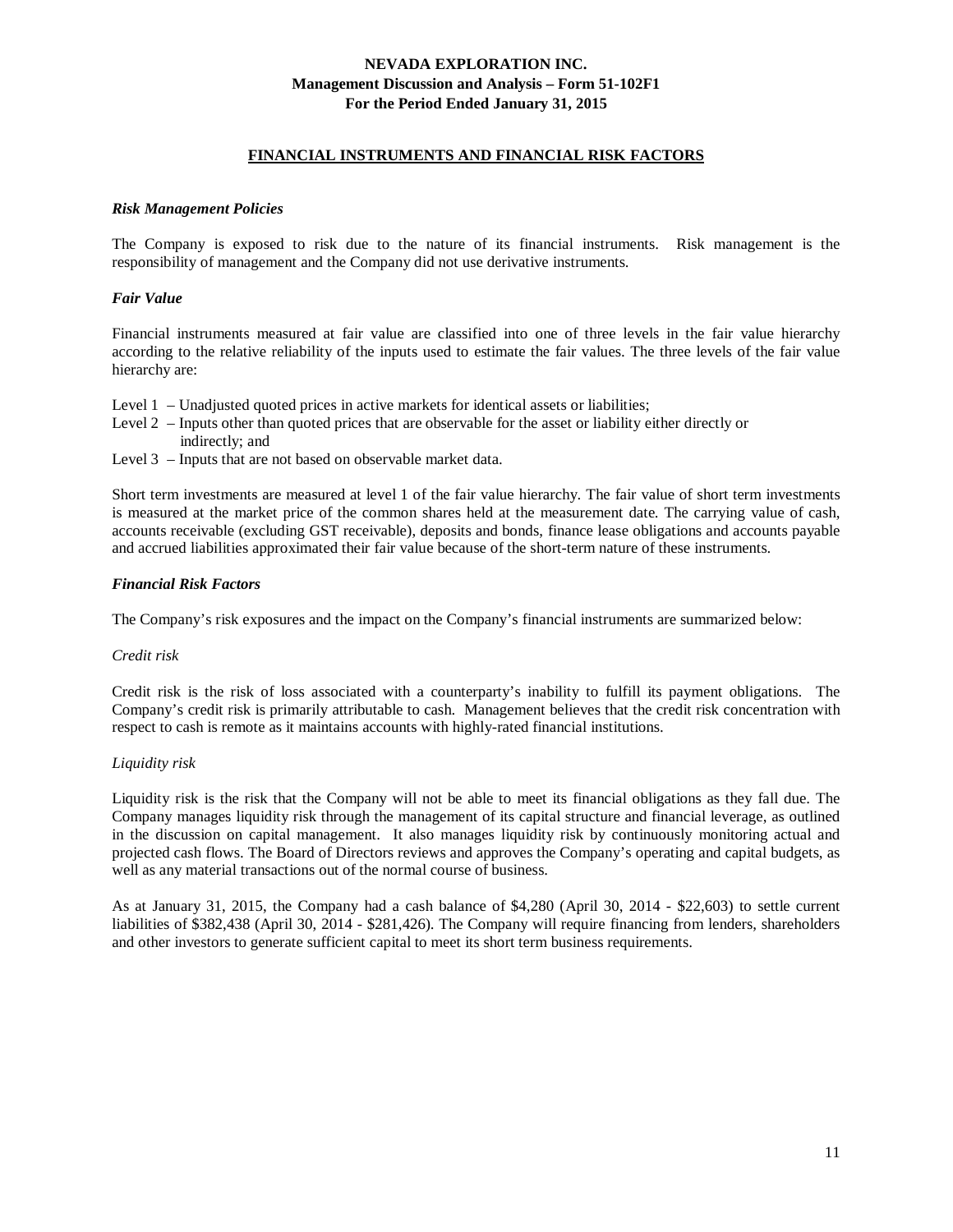## FINANCIAL INSTRUMENTS AND FINANCIAL RISK FACTORS

### *Risk Management Policies*

The Company is exposed to risk due to the nature of its financial instruments. Risk management is the responsibility of management and the Company did not use derivative instruments.

### *Fair Value*

Financial instruments measured at fair value are classified into one of three levels in the fair value hierarchy according to the relative reliability of the inputs used to estimate the fair values. The three levels of the fair value hierarchy are:

Level 1 – Unadjusted quoted prices in active markets for identical assets or liabilities;
Level 2 – Inputs other than quoted prices that are observable for the asset or liability either directly or indirectly; and
Level 3 – Inputs that are not based on observable market data.

Short term investments are measured at level 1 of the fair value hierarchy. The fair value of short term investments is measured at the market price of the common shares held at the measurement date. The carrying value of cash, accounts receivable (excluding GST receivable), deposits and bonds, finance lease obligations and accounts payable and accrued liabilities approximated their fair value because of the short-term nature of these instruments.

### *Financial Risk Factors*

The Company's risk exposures and the impact on the Company's financial instruments are summarized below:

*Credit risk*

Credit risk is the risk of loss associated with a counterparty's inability to fulfill its payment obligations. The Company's credit risk is primarily attributable to cash. Management believes that the credit risk concentration with respect to cash is remote as it maintains accounts with highly-rated financial institutions.

*Liquidity risk*

Liquidity risk is the risk that the Company will not be able to meet its financial obligations as they fall due. The Company manages liquidity risk through the management of its capital structure and financial leverage, as outlined in the discussion on capital management. It also manages liquidity risk by continuously monitoring actual and projected cash flows. The Board of Directors reviews and approves the Company's operating and capital budgets, as well as any material transactions out of the normal course of business.

As at January 31, 2015, the Company had a cash balance of $4,280 (April 30, 2014 - $22,603) to settle current liabilities of $382,438 (April 30, 2014 - $281,426). The Company will require financing from lenders, shareholders and other investors to generate sufficient capital to meet its short term business requirements.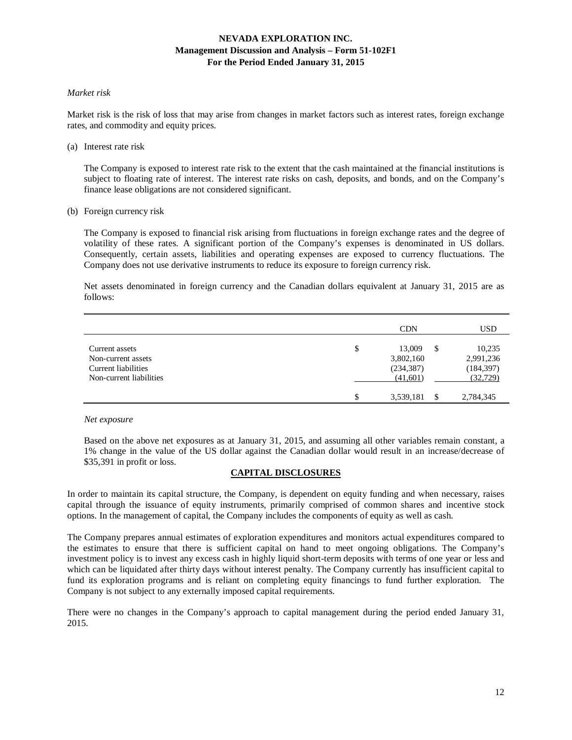*Market risk*

Market risk is the risk of loss that may arise from changes in market factors such as interest rates, foreign exchange rates, and commodity and equity prices.

(a) Interest rate risk

The Company is exposed to interest rate risk to the extent that the cash maintained at the financial institutions is subject to floating rate of interest. The interest rate risks on cash, deposits, and bonds, and on the Company's finance lease obligations are not considered significant.

(b) Foreign currency risk

The Company is exposed to financial risk arising from fluctuations in foreign exchange rates and the degree of volatility of these rates. A significant portion of the Company's expenses is denominated in US dollars. Consequently, certain assets, liabilities and operating expenses are exposed to currency fluctuations. The Company does not use derivative instruments to reduce its exposure to foreign currency risk.

Net assets denominated in foreign currency and the Canadian dollars equivalent at January 31, 2015 are as follows:

| | CDN | USD |
|---|---|---|
| Current assets | $ 13,009 | $ 10,235 |
| Non-current assets | 3,802,160 | 2,991,236 |
| Current liabilities | (234,387) | (184,397) |
| Non-current liabilities | (41,601) | (32,729) |
| | $ 3,539,181 | $ 2,784,345 |

*Net exposure*

Based on the above net exposures as at January 31, 2015, and assuming all other variables remain constant, a 1% change in the value of the US dollar against the Canadian dollar would result in an increase/decrease of $35,391 in profit or loss.

## CAPITAL DISCLOSURES

In order to maintain its capital structure, the Company, is dependent on equity funding and when necessary, raises capital through the issuance of equity instruments, primarily comprised of common shares and incentive stock options. In the management of capital, the Company includes the components of equity as well as cash.

The Company prepares annual estimates of exploration expenditures and monitors actual expenditures compared to the estimates to ensure that there is sufficient capital on hand to meet ongoing obligations. The Company's investment policy is to invest any excess cash in highly liquid short-term deposits with terms of one year or less and which can be liquidated after thirty days without interest penalty. The Company currently has insufficient capital to fund its exploration programs and is reliant on completing equity financings to fund further exploration. The Company is not subject to any externally imposed capital requirements.

There were no changes in the Company's approach to capital management during the period ended January 31, 2015.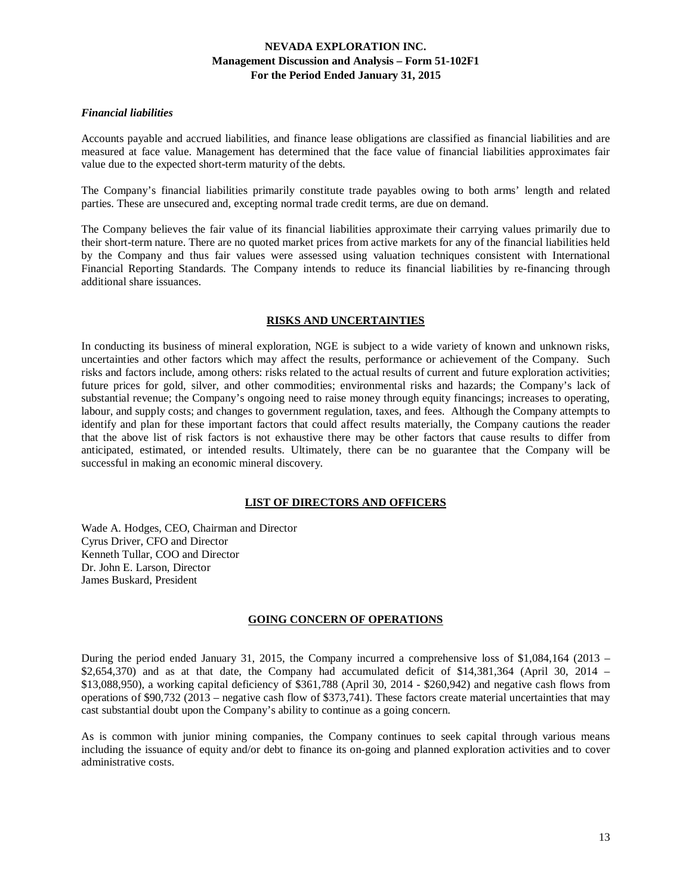### *Financial liabilities*

Accounts payable and accrued liabilities, and finance lease obligations are classified as financial liabilities and are measured at face value. Management has determined that the face value of financial liabilities approximates fair value due to the expected short-term maturity of the debts.

The Company's financial liabilities primarily constitute trade payables owing to both arms' length and related parties. These are unsecured and, excepting normal trade credit terms, are due on demand.

The Company believes the fair value of its financial liabilities approximate their carrying values primarily due to their short-term nature. There are no quoted market prices from active markets for any of the financial liabilities held by the Company and thus fair values were assessed using valuation techniques consistent with International Financial Reporting Standards. The Company intends to reduce its financial liabilities by re-financing through additional share issuances.

## RISKS AND UNCERTAINTIES

In conducting its business of mineral exploration, NGE is subject to a wide variety of known and unknown risks, uncertainties and other factors which may affect the results, performance or achievement of the Company. Such risks and factors include, among others: risks related to the actual results of current and future exploration activities; future prices for gold, silver, and other commodities; environmental risks and hazards; the Company's lack of substantial revenue; the Company's ongoing need to raise money through equity financings; increases to operating, labour, and supply costs; and changes to government regulation, taxes, and fees. Although the Company attempts to identify and plan for these important factors that could affect results materially, the Company cautions the reader that the above list of risk factors is not exhaustive there may be other factors that cause results to differ from anticipated, estimated, or intended results. Ultimately, there can be no guarantee that the Company will be successful in making an economic mineral discovery.

## LIST OF DIRECTORS AND OFFICERS

Wade A. Hodges, CEO, Chairman and Director
Cyrus Driver, CFO and Director
Kenneth Tullar, COO and Director
Dr. John E. Larson, Director
James Buskard, President

## GOING CONCERN OF OPERATIONS

During the period ended January 31, 2015, the Company incurred a comprehensive loss of $1,084,164 (2013 – $2,654,370) and as at that date, the Company had accumulated deficit of $14,381,364 (April 30, 2014 – $13,088,950), a working capital deficiency of $361,788 (April 30, 2014 - $260,942) and negative cash flows from operations of $90,732 (2013 – negative cash flow of $373,741). These factors create material uncertainties that may cast substantial doubt upon the Company's ability to continue as a going concern.

As is common with junior mining companies, the Company continues to seek capital through various means including the issuance of equity and/or debt to finance its on-going and planned exploration activities and to cover administrative costs.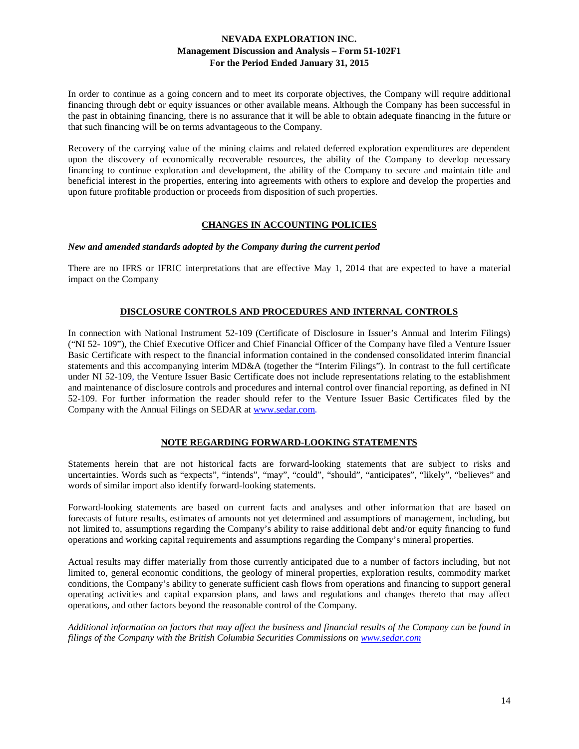In order to continue as a going concern and to meet its corporate objectives, the Company will require additional financing through debt or equity issuances or other available means. Although the Company has been successful in the past in obtaining financing, there is no assurance that it will be able to obtain adequate financing in the future or that such financing will be on terms advantageous to the Company.

Recovery of the carrying value of the mining claims and related deferred exploration expenditures are dependent upon the discovery of economically recoverable resources, the ability of the Company to develop necessary financing to continue exploration and development, the ability of the Company to secure and maintain title and beneficial interest in the properties, entering into agreements with others to explore and develop the properties and upon future profitable production or proceeds from disposition of such properties.

## CHANGES IN ACCOUNTING POLICIES

***New and amended standards adopted by the Company during the current period***

There are no IFRS or IFRIC interpretations that are effective May 1, 2014 that are expected to have a material impact on the Company

## DISCLOSURE CONTROLS AND PROCEDURES AND INTERNAL CONTROLS

In connection with National Instrument 52-109 (Certificate of Disclosure in Issuer's Annual and Interim Filings) ("NI 52- 109"), the Chief Executive Officer and Chief Financial Officer of the Company have filed a Venture Issuer Basic Certificate with respect to the financial information contained in the condensed consolidated interim financial statements and this accompanying interim MD&A (together the "Interim Filings"). In contrast to the full certificate under NI 52-109, the Venture Issuer Basic Certificate does not include representations relating to the establishment and maintenance of disclosure controls and procedures and internal control over financial reporting, as defined in NI 52-109. For further information the reader should refer to the Venture Issuer Basic Certificates filed by the Company with the Annual Filings on SEDAR at www.sedar.com.

## NOTE REGARDING FORWARD-LOOKING STATEMENTS

Statements herein that are not historical facts are forward-looking statements that are subject to risks and uncertainties. Words such as "expects", "intends", "may", "could", "should", "anticipates", "likely", "believes" and words of similar import also identify forward-looking statements.

Forward-looking statements are based on current facts and analyses and other information that are based on forecasts of future results, estimates of amounts not yet determined and assumptions of management, including, but not limited to, assumptions regarding the Company's ability to raise additional debt and/or equity financing to fund operations and working capital requirements and assumptions regarding the Company's mineral properties.

Actual results may differ materially from those currently anticipated due to a number of factors including, but not limited to, general economic conditions, the geology of mineral properties, exploration results, commodity market conditions, the Company's ability to generate sufficient cash flows from operations and financing to support general operating activities and capital expansion plans, and laws and regulations and changes thereto that may affect operations, and other factors beyond the reasonable control of the Company.

*Additional information on factors that may affect the business and financial results of the Company can be found in filings of the Company with the British Columbia Securities Commissions on www.sedar.com*